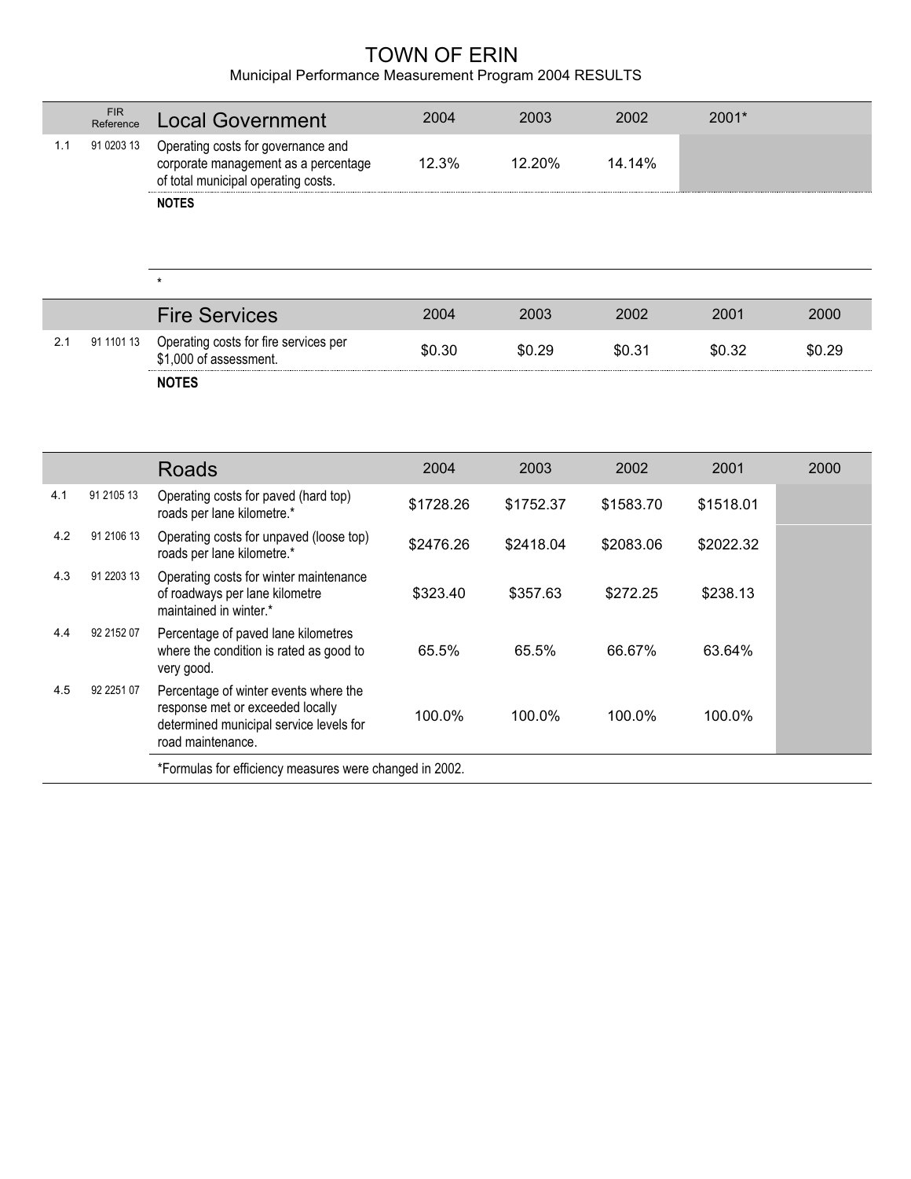# TOWN OF ERIN

Municipal Performance Measurement Program 2004 RESULTS

| | FIR Reference | Local Government | 2004 | 2003 | 2002 | 2001* |
|---|---|---|---|---|---|---|
| 1.1 | 91 0203 13 | Operating costs for governance and corporate management as a percentage of total municipal operating costs. | 12.3% | 12.20% | 14.14% | |

**NOTES**

*

| | | Fire Services | 2004 | 2003 | 2002 | 2001 | 2000 |
|---|---|---|---|---|---|---|---|
| 2.1 | 91 1101 13 | Operating costs for fire services per $1,000 of assessment. | $0.30 | $0.29 | $0.31 | $0.32 | $0.29 |

**NOTES**

| | | Roads | 2004 | 2003 | 2002 | 2001 | 2000 |
|---|---|---|---|---|---|---|---|
| 4.1 | 91 2105 13 | Operating costs for paved (hard top) roads per lane kilometre.* | $1728.26 | $1752.37 | $1583.70 | $1518.01 | |
| 4.2 | 91 2106 13 | Operating costs for unpaved (loose top) roads per lane kilometre.* | $2476.26 | $2418.04 | $2083.06 | $2022.32 | |
| 4.3 | 91 2203 13 | Operating costs for winter maintenance of roadways per lane kilometre maintained in winter.* | $323.40 | $357.63 | $272.25 | $238.13 | |
| 4.4 | 92 2152 07 | Percentage of paved lane kilometres where the condition is rated as good to very good. | 65.5% | 65.5% | 66.67% | 63.64% | |
| 4.5 | 92 2251 07 | Percentage of winter events where the response met or exceeded locally determined municipal service levels for road maintenance. | 100.0% | 100.0% | 100.0% | 100.0% | |

*Formulas for efficiency measures were changed in 2002.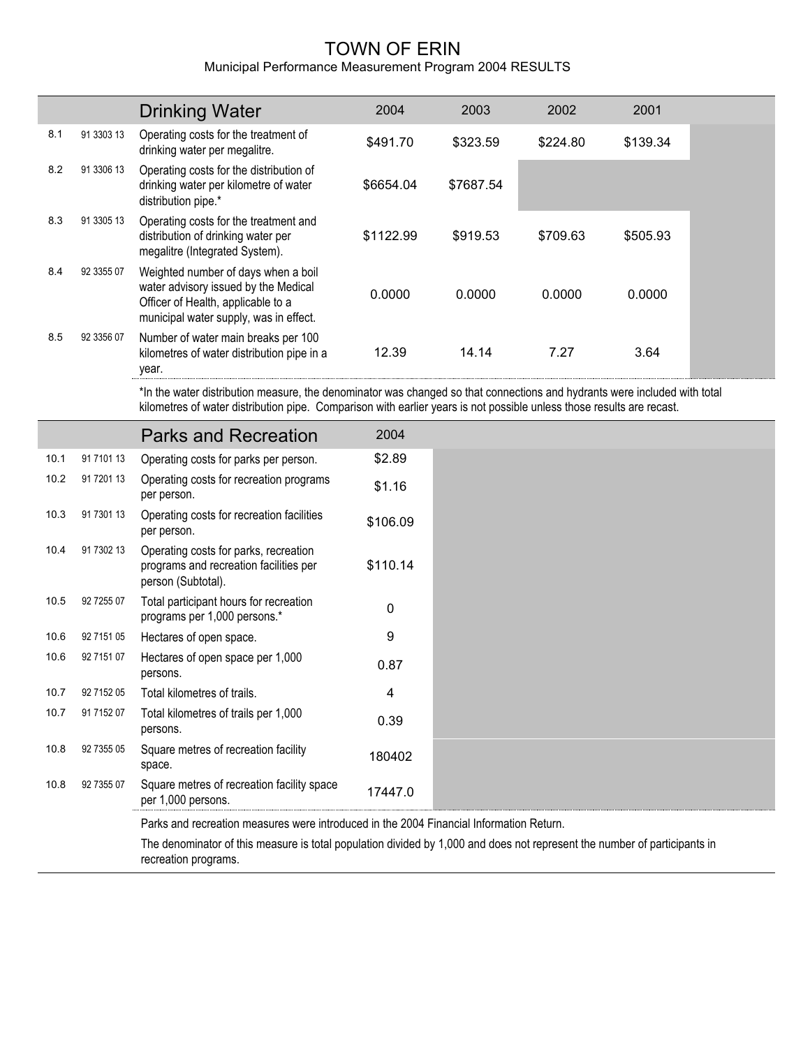# TOWN OF ERIN

Municipal Performance Measurement Program 2004 RESULTS

| | | Drinking Water | 2004 | 2003 | 2002 | 2001 |
|---|---|---|---|---|---|---|
| 8.1 | 91 3303 13 | Operating costs for the treatment of drinking water per megalitre. | $491.70 | $323.59 | $224.80 | $139.34 |
| 8.2 | 91 3306 13 | Operating costs for the distribution of drinking water per kilometre of water distribution pipe.* | $6654.04 | $7687.54 | | |
| 8.3 | 91 3305 13 | Operating costs for the treatment and distribution of drinking water per megalitre (Integrated System). | $1122.99 | $919.53 | $709.63 | $505.93 |
| 8.4 | 92 3355 07 | Weighted number of days when a boil water advisory issued by the Medical Officer of Health, applicable to a municipal water supply, was in effect. | 0.0000 | 0.0000 | 0.0000 | 0.0000 |
| 8.5 | 92 3356 07 | Number of water main breaks per 100 kilometres of water distribution pipe in a year. | 12.39 | 14.14 | 7.27 | 3.64 |

*In the water distribution measure, the denominator was changed so that connections and hydrants were included with total kilometres of water distribution pipe. Comparison with earlier years is not possible unless those results are recast.

| | | Parks and Recreation | 2004 |
|---|---|---|---|
| 10.1 | 91 7101 13 | Operating costs for parks per person. | $2.89 |
| 10.2 | 91 7201 13 | Operating costs for recreation programs per person. | $1.16 |
| 10.3 | 91 7301 13 | Operating costs for recreation facilities per person. | $106.09 |
| 10.4 | 91 7302 13 | Operating costs for parks, recreation programs and recreation facilities per person (Subtotal). | $110.14 |
| 10.5 | 92 7255 07 | Total participant hours for recreation programs per 1,000 persons.* | 0 |
| 10.6 | 92 7151 05 | Hectares of open space. | 9 |
| 10.6 | 92 7151 07 | Hectares of open space per 1,000 persons. | 0.87 |
| 10.7 | 92 7152 05 | Total kilometres of trails. | 4 |
| 10.7 | 91 7152 07 | Total kilometres of trails per 1,000 persons. | 0.39 |
| 10.8 | 92 7355 05 | Square metres of recreation facility space. | 180402 |
| 10.8 | 92 7355 07 | Square metres of recreation facility space per 1,000 persons. | 17447.0 |

Parks and recreation measures were introduced in the 2004 Financial Information Return.

The denominator of this measure is total population divided by 1,000 and does not represent the number of participants in recreation programs.